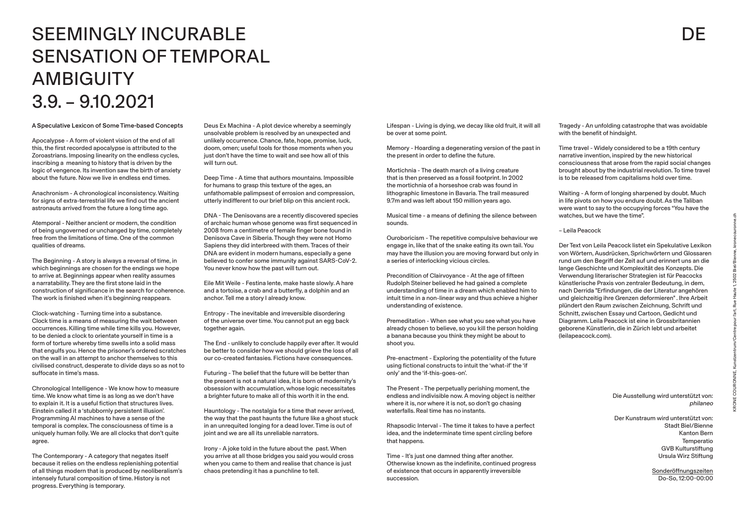# SEEMINGLY INCURABLE SENSATION OF TEMPORAL AMBIGUITY 3.9. – 9.10.2021

DE

**A Speculative Lexicon of Some Time-based Concepts**

Apocalypse - A form of violent vision of the end of all this, the first recorded apocalypse is attributed to the Zoroastrians. Imposing linearity on the endless cycles, inscribing a meaning to history that is driven by the logic of vengence. Its invention saw the birth of anxiety about the future. Now we live in endless end times.

Anachronism - A chronological inconsistency. Waiting for signs of extra-terrestrial life we find out the ancient astronauts arrived from the future a long time ago.

Atemporal - Neither ancient or modern, the condition of being ungoverned or unchanged by time, completely free from the limitations of time. One of the common qualities of dreams.

The Beginning - A story is always a reversal of time, in which beginnings are chosen for the endings we hope to arrive at. Beginnings appear when reality assumes a narratability. They are the first stone laid in the construction of significance in the search for coherence. The work is finished when it's beginning reappears.

Clock-watching - Turning time into a substance. Clock time is a means of measuring the wait between occurrences. Killing time while time kills you. However, to be denied a clock to orientate yourself in time is a form of torture whereby time swells into a solid mass that engulfs you. Hence the prisoner's ordered scratches on the wall in an attempt to anchor themselves to this civilised construct, desperate to divide days so as not to suffocate in time's mass.

Chronological Intelligence - We know how to measure time. We know what time is as long as we don't have to explain it. It is a useful fiction that structures lives. Einstein called it a 'stubbornly persistent illusion'. Programming AI machines to have a sense of the temporal is complex. The consciousness of time is a uniquely human folly. We are all clocks that don't quite agree.

The Contemporary - A category that negates itself because it relies on the endless replenishing potential of all things modern that is produced by neoliberalism's intensely futural composition of time. History is not progress. Everything is temporary.

Deus Ex Machina - A plot device whereby a seemingly unsolvable problem is resolved by an unexpected and unlikely occurrence. Chance, fate, hope, promise, luck, doom, omen; useful tools for those moments when you just don't have the time to wait and see how all of this will turn out.

Deep Time - A time that authors mountains. Impossible for humans to grasp this texture of the ages, an unfathomable palimpsest of errosion and compression, utterly indifferent to our brief blip on this ancient rock.

DNA - The Denisovans are a recently discovered species of archaic human whose genome was first sequenced in 2008 from a centimetre of female finger bone found in Denisova Cave in Siberia. Though they were not Homo Sapiens they did interbreed with them. Traces of their DNA are evident in modern humans, especially a gene believed to confer some immunity against SARS-CoV-2. You never know how the past will turn out.

Eile Mit Weile - Festina lente, make haste slowly. A hare and a tortoise, a crab and a butterfly, a dolphin and an anchor. Tell me a story I already know.

Entropy - The inevitable and irreversible disordering of the universe over time. You cannot put an egg back together again.

The End - unlikely to conclude happily ever after. It would be better to consider how we should grieve the loss of all our co-created fantasies. Fictions have consequences.

Futuring - The belief that the future will be better than the present is not a natural idea, it is born of modernity's obsession with accumulation, whose logic necessitates a brighter future to make all of this worth it in the end.

Hauntology - The nostalgia for a time that never arrived, the way that the past haunts the future like a ghost stuck in an unrequited longing for a dead lover. Time is out of joint and we are all its unreliable narrators.

Irony - A joke told in the future about the past. When you arrive at all those bridges you said you would cross when you came to them and realise that chance is just chaos pretending it has a punchline to tell.

Lifespan - Living is dying, we decay like old fruit, it will all be over at some point.

Memory - Hoarding a degenerating version of the past in the present in order to define the future.

Mortichnia - The death march of a living creature that is then preserved as a fossil footprint. In 2002 the mortichnia of a horseshoe crab was found in lithographic limestone in Bavaria. The trail measured 9.7m and was left about 150 million years ago.

Musical time - a means of defining the silence between sounds.

Ouroboricism - The repetitive compulsive behaviour we engage in, like that of the snake eating its own tail. You may have the illusion you are moving forward but only in a series of interlocking vicious circles.

Precondition of Clairvoyance - At the age of fifteen Rudolph Steiner believed he had gained a complete understanding of time in a dream which enabled him to intuit time in a non-linear way and thus achieve a higher understanding of existence.

Premeditation - When see what you see what you have already chosen to believe, so you kill the person holding a banana because you think they might be about to shoot you.

Pre-enactment - Exploring the potentiality of the future using fictional constructs to intuit the 'what-if' the 'if only' and the 'if-this-goes-on'.

The Present - The perpetually perishing moment, the endless and indivisible now. A moving object is neither where it is, nor where it is not, so don't go chasing waterfalls. Real time has no instants.

Rhapsodic Interval - The time it takes to have a perfect idea, and the indeterminate time spent circling before that happens.

Time - It's just one damned thing after another. Otherwise known as the indefinite, continued progress of existence that occurs in apparently irreversible succession.

Tragedy - An unfolding catastrophe that was avoidable with the benefit of hindsight.

Time travel - Widely considered to be a 19th century narrative invention, inspired by the new historical consciousness that arose from the rapid social changes brought about by the industrial revolution. To time travel is to be released from capitalisms hold over time.

Waiting - A form of longing sharpened by doubt. Much in life pivots on how you endure doubt. As the Taliban were want to say to the occupying forces "You have the watches, but we have the time".

– Leila Peacock

Der Text von Leila Peacock listet ein Spekulative Lexikon von Wörtern, Ausdrücken, Sprichwörtern und Glossaren rund um den Begriff der Zeit auf und erinnert uns an die lange Geschichte und Komplexität des Konzepts. Die Verwendung literarischer Strategien ist für Peacocks künstlerische Praxis von zentraler Bedeutung, in dem, nach Derrida "Erfindungen, die der Literatur angehören und gleichzeitig ihre Grenzen deformieren" . Ihre Arbeit plündert den Raum zwischen Zeichnung, Schrift und Schnitt, zwischen Essay und Cartoon, Gedicht und Diagramm. Leila Peacock ist eine in Grossbritannien geborene Künstlerin, die in Zürich lebt und arbeitet (leilapeacock.com).

Die Ausstellung wird unterstützt von:
*philaneo*

Der Kunstraum wird unterstützt von:
Stadt Biel/Bienne
Kanton Bern
Temperatio
GVB Kulturstiftung
Ursula Wirz Stiftung

Sonderöffnungszeiten
Do-So, 12:00-00:00

KRONE COURONNE, Kunstzentrum/Centre pour l'art, Rue Haute 1, 2502 Biel/Bienne, kronecouronne.ch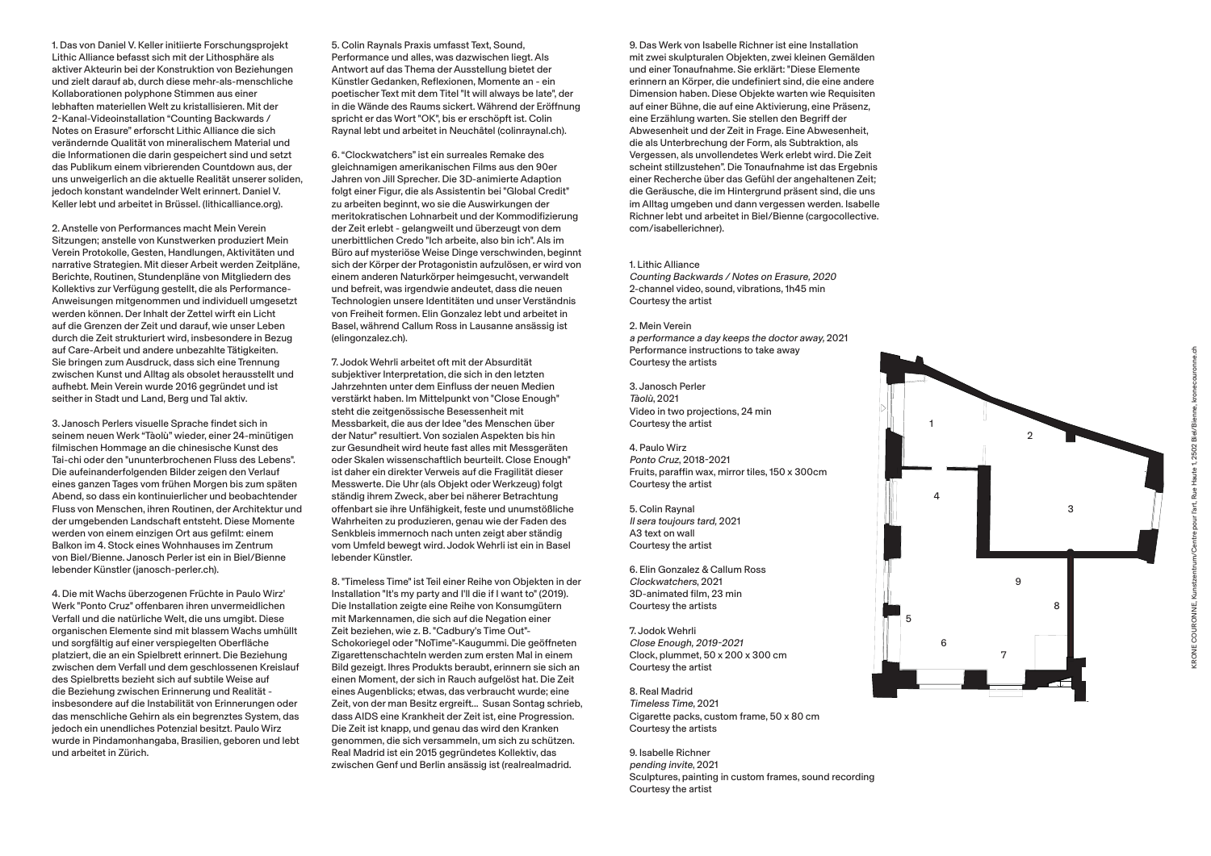1. Das von Daniel V. Keller initiierte Forschungsprojekt Lithic Alliance befasst sich mit der Lithosphäre als aktiver Akteurin bei der Konstruktion von Beziehungen und zielt darauf ab, durch diese mehr-als-menschliche Kollaborationen polyphone Stimmen aus einer lebhaften materiellen Welt zu kristallisieren. Mit der 2-Kanal-Videoinstallation "Counting Backwards / Notes on Erasure" erforscht Lithic Alliance die sich verändernde Qualität von mineralischem Material und die Informationen die darin gespeichert sind und setzt das Publikum einem vibrierenden Countdown aus, der uns unweigerlich an die aktuelle Realität unserer soliden, jedoch konstant wandelnder Welt erinnert. Daniel V. Keller lebt und arbeitet in Brüssel. (lithicalliance.org).

2. Anstelle von Performances macht Mein Verein Sitzungen; anstelle von Kunstwerken produziert Mein Verein Protokolle, Gesten, Handlungen, Aktivitäten und narrative Strategien. Mit dieser Arbeit werden Zeitpläne, Berichte, Routinen, Stundenpläne von Mitgliedern des Kollektivs zur Verfügung gestellt, die als Performance-Anweisungen mitgenommen und individuell umgesetzt werden können. Der Inhalt der Zettel wirft ein Licht auf die Grenzen der Zeit und darauf, wie unser Leben durch die Zeit strukturiert wird, insbesondere in Bezug auf Care-Arbeit und andere unbezahlte Tätigkeiten. Sie bringen zum Ausdruck, dass sich eine Trennung zwischen Kunst und Alltag als obsolet herausstellt und aufhebt. Mein Verein wurde 2016 gegründet und ist seither in Stadt und Land, Berg und Tal aktiv.

3. Janosch Perlers visuelle Sprache findet sich in seinem neuen Werk "Tàolù" wieder, einer 24-minütigen filmischen Hommage an die chinesische Kunst des Tai-chi oder den "ununterbrochenen Fluss des Lebens". Die aufeinanderfolgenden Bilder zeigen den Verlauf eines ganzen Tages vom frühen Morgen bis zum späten Abend, so dass ein kontinuierlicher und beobachtender Fluss von Menschen, ihren Routinen, der Architektur und der umgebenden Landschaft entsteht. Diese Momente werden von einem einzigen Ort aus gefilmt: einem Balkon im 4. Stock eines Wohnhauses im Zentrum von Biel/Bienne. Janosch Perler ist ein in Biel/Bienne lebender Künstler (janosch-perler.ch).

4. Die mit Wachs überzogenen Früchte in Paulo Wirz' Werk "Ponto Cruz" offenbaren ihren unvermeidlichen Verfall und die natürliche Welt, die uns umgibt. Diese organischen Elemente sind mit blassem Wachs umhüllt und sorgfältig auf einer verspiegelten Oberfläche platziert, die an ein Spielbrett erinnert. Die Beziehung zwischen dem Verfall und dem geschlossenen Kreislauf des Spielbretts bezieht sich auf subtile Weise auf die Beziehung zwischen Erinnerung und Realität - insbesondere auf die Instabilität von Erinnerungen oder das menschliche Gehirn als ein begrenztes System, das jedoch ein unendliches Potenzial besitzt. Paulo Wirz wurde in Pindamonhangaba, Brasilien, geboren und lebt und arbeitet in Zürich.

5. Colin Raynals Praxis umfasst Text, Sound, Performance und alles, was dazwischen liegt. Als Antwort auf das Thema der Ausstellung bietet der Künstler Gedanken, Reflexionen, Momente an - ein poetischer Text mit dem Titel "It will always be late", der in die Wände des Raums sickert. Während der Eröffnung spricht er das Wort "OK", bis er erschöpft ist. Colin Raynal lebt und arbeitet in Neuchâtel (colinraynal.ch).

6. "Clockwatchers" ist ein surreales Remake des gleichnamigen amerikanischen Films aus den 90er Jahren von Jill Sprecher. Die 3D-animierte Adaption folgt einer Figur, die als Assistentin bei "Global Credit" zu arbeiten beginnt, wo sie die Auswirkungen der meritokratischen Lohnarbeit und der Kommodifizierung der Zeit erlebt - gelangweilt und überzeugt von dem unerbittlichen Credo "Ich arbeite, also bin ich". Als im Büro auf mysteriöse Weise Dinge verschwinden, beginnt sich der Körper der Protagonistin aufzulösen, er wird von einem anderen Naturkörper heimgesucht, verwandelt und befreit, was irgendwie andeutet, dass die neuen Technologien unsere Identitäten und unser Verständnis von Freiheit formen. Elin Gonzalez lebt und arbeitet in Basel, während Callum Ross in Lausanne ansässig ist (elingonzalez.ch).

7. Jodok Wehrli arbeitet oft mit der Absurdität subjektiver Interpretation, die sich in den letzten Jahrzehnten unter dem Einfluss der neuen Medien verstärkt haben. Im Mittelpunkt von "Close Enough" steht die zeitgenössische Besessenheit mit Messbarkeit, die aus der Idee "des Menschen über der Natur" resultiert. Von sozialen Aspekten bis hin zur Gesundheit wird heute fast alles mit Messgeräten oder Skalen wissenschaftlich beurteilt. Close Enough" ist daher ein direkter Verweis auf die Fragilität dieser Messwerte. Die Uhr (als Objekt oder Werkzeug) folgt ständig ihrem Zweck, aber bei näherer Betrachtung offenbart sie ihre Unfähigkeit, feste und unumstößliche Wahrheiten zu produzieren, genau wie der Faden des Senkbleis immernoch nach unten zeigt aber ständig vom Umfeld bewegt wird. Jodok Wehrli ist ein in Basel lebender Künstler.

8. "Timeless Time" ist Teil einer Reihe von Objekten in der Installation "It's my party and I'll die if I want to" (2019). Die Installation zeigte eine Reihe von Konsumgütern mit Markennamen, die sich auf die Negation einer Zeit beziehen, wie z. B. "Cadbury's Time Out"-Schokoriegel oder "NoTime"-Kaugummi. Die geöffneten Zigarettenschachteln werden zum ersten Mal in einem Bild gezeigt. Ihres Produkts beraubt, erinnern sie sich an einen Moment, der sich in Rauch aufgelöst hat. Die Zeit eines Augenblicks; etwas, das verbraucht wurde; eine Zeit, von der man Besitz ergreift... Susan Sontag schrieb, dass AIDS eine Krankheit der Zeit ist, eine Progression. Die Zeit ist knapp, und genau das wird den Kranken genommen, die sich versammeln, um sich zu schützen. Real Madrid ist ein 2015 gegründetes Kollektiv, das zwischen Genf und Berlin ansässig ist (realrealmadrid.

9. Das Werk von Isabelle Richner ist eine Installation mit zwei skulpturalen Objekten, zwei kleinen Gemälden und einer Tonaufnahme. Sie erklärt: "Diese Elemente erinnern an Körper, die undefiniert sind, die eine andere Dimension haben. Diese Objekte warten wie Requisiten auf einer Bühne, die auf eine Aktivierung, eine Präsenz, eine Erzählung warten. Sie stellen den Begriff der Abwesenheit und der Zeit in Frage. Eine Abwesenheit, die als Unterbrechung der Form, als Subtraktion, als Vergessen, als unvollendetes Werk erlebt wird. Die Zeit scheint stillzustehen". Die Tonaufnahme ist das Ergebnis einer Recherche über das Gefühl der angehaltenen Zeit; die Geräusche, die im Hintergrund präsent sind, die uns im Alltag umgeben und dann vergessen werden. Isabelle Richner lebt und arbeitet in Biel/Bienne (cargocollective.com/isabellerichner).

1. Lithic Alliance
*Counting Backwards / Notes on Erasure, 2020*
2-channel video, sound, vibrations, 1h45 min
Courtesy the artist

2. Mein Verein
*a performance a day keeps the doctor away,* 2021
Performance instructions to take away
Courtesy the artists

3. Janosch Perler
*Tàolù*, 2021
Video in two projections, 24 min
Courtesy the artist

4. Paulo Wirz
*Ponto Cruz*, 2018-2021
Fruits, paraffin wax, mirror tiles, 150 x 300cm
Courtesy the artist

5. Colin Raynal
*Il sera toujours tard*, 2021
A3 text on wall
Courtesy the artist

6. Elin Gonzalez & Callum Ross
*Clockwatchers*, 2021
3D-animated film, 23 min
Courtesy the artists

7. Jodok Wehrli
*Close Enough, 2019-2021*
Clock, plummet, 50 x 200 x 300 cm
Courtesy the artist

8. Real Madrid
*Timeless Time*, 2021
Cigarette packs, custom frame, 50 x 80 cm
Courtesy the artists

9. Isabelle Richner
*pending invite*, 2021
Sculptures, painting in custom frames, sound recording
Courtesy the artist

1 2 3 4 5 6 7 8 9

KRONE COURONNE, Kunstzentrum/Centre pour l'art, Rue Haute 1, 2502 Biel/Bienne, kronecouronne.ch